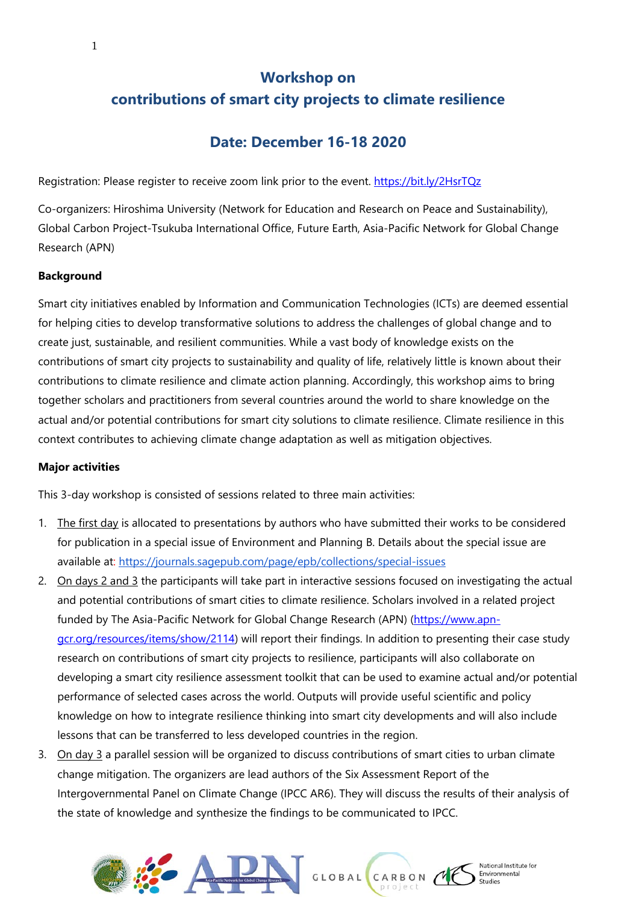# Workshop on contributions of smart city projects to climate resilience

## Date: December 16-18 2020

Registration: Please register to receive zoom link prior to the event. https://bit.ly/2HsrTQz

Co-organizers: Hiroshima University (Network for Education and Research on Peace and Sustainability), Global Carbon Project-Tsukuba International Office, Future Earth, Asia-Pacific Network for Global Change Research (APN)

**Background**

Smart city initiatives enabled by Information and Communication Technologies (ICTs) are deemed essential for helping cities to develop transformative solutions to address the challenges of global change and to create just, sustainable, and resilient communities. While a vast body of knowledge exists on the contributions of smart city projects to sustainability and quality of life, relatively little is known about their contributions to climate resilience and climate action planning. Accordingly, this workshop aims to bring together scholars and practitioners from several countries around the world to share knowledge on the actual and/or potential contributions for smart city solutions to climate resilience. Climate resilience in this context contributes to achieving climate change adaptation as well as mitigation objectives.

**Major activities**

This 3-day workshop is consisted of sessions related to three main activities:

1. The first day is allocated to presentations by authors who have submitted their works to be considered for publication in a special issue of Environment and Planning B. Details about the special issue are available at: https://journals.sagepub.com/page/epb/collections/special-issues
2. On days 2 and 3 the participants will take part in interactive sessions focused on investigating the actual and potential contributions of smart cities to climate resilience. Scholars involved in a related project funded by The Asia-Pacific Network for Global Change Research (APN) (https://www.apn-gcr.org/resources/items/show/2114) will report their findings. In addition to presenting their case study research on contributions of smart city projects to resilience, participants will also collaborate on developing a smart city resilience assessment toolkit that can be used to examine actual and/or potential performance of selected cases across the world. Outputs will provide useful scientific and policy knowledge on how to integrate resilience thinking into smart city developments and will also include lessons that can be transferred to less developed countries in the region.
3. On day 3 a parallel session will be organized to discuss contributions of smart cities to urban climate change mitigation. The organizers are lead authors of the Six Assessment Report of the Intergovernmental Panel on Climate Change (IPCC AR6). They will discuss the results of their analysis of the state of knowledge and synthesize the findings to be communicated to IPCC.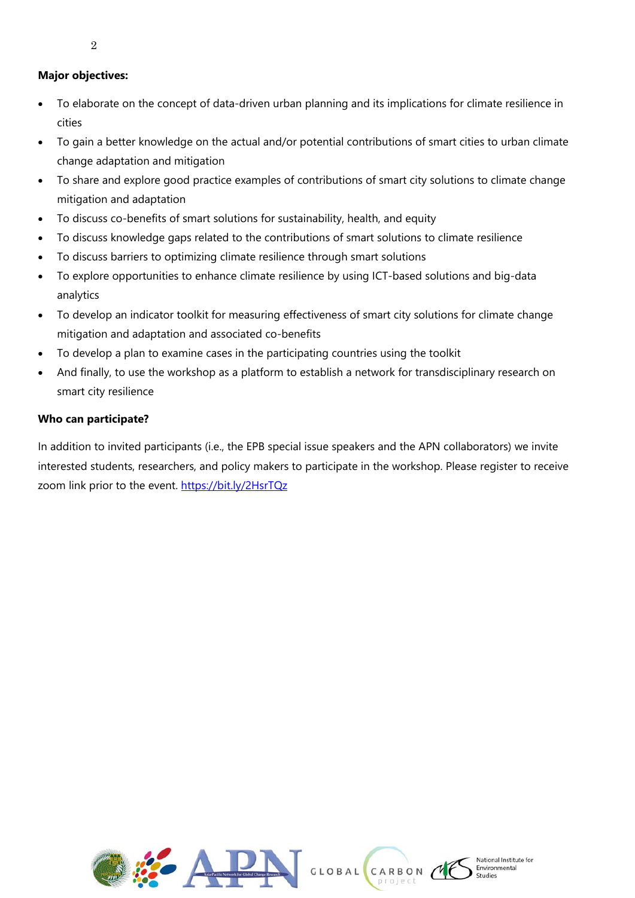**Major objectives:**

- To elaborate on the concept of data-driven urban planning and its implications for climate resilience in cities
- To gain a better knowledge on the actual and/or potential contributions of smart cities to urban climate change adaptation and mitigation
- To share and explore good practice examples of contributions of smart city solutions to climate change mitigation and adaptation
- To discuss co-benefits of smart solutions for sustainability, health, and equity
- To discuss knowledge gaps related to the contributions of smart solutions to climate resilience
- To discuss barriers to optimizing climate resilience through smart solutions
- To explore opportunities to enhance climate resilience by using ICT-based solutions and big-data analytics
- To develop an indicator toolkit for measuring effectiveness of smart city solutions for climate change mitigation and adaptation and associated co-benefits
- To develop a plan to examine cases in the participating countries using the toolkit
- And finally, to use the workshop as a platform to establish a network for transdisciplinary research on smart city resilience

**Who can participate?**

In addition to invited participants (i.e., the EPB special issue speakers and the APN collaborators) we invite interested students, researchers, and policy makers to participate in the workshop. Please register to receive zoom link prior to the event. https://bit.ly/2HsrTQz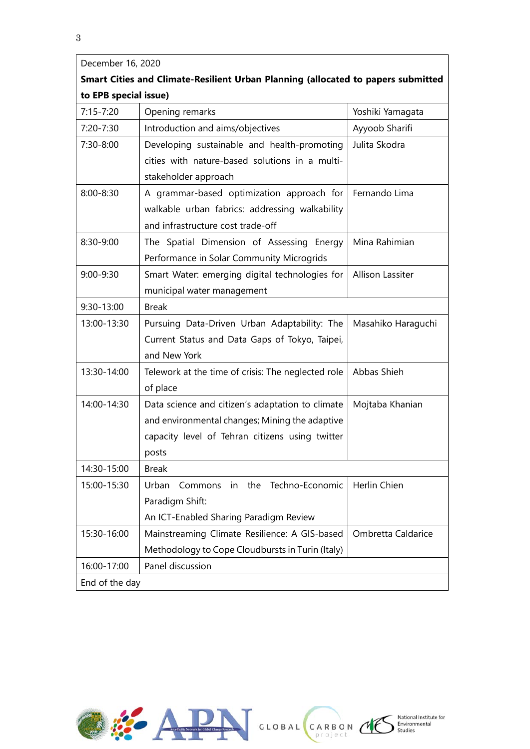| December 16, 2020 | | |
|---|---|---|
| **Smart Cities and Climate-Resilient Urban Planning (allocated to papers submitted to EPB special issue)** | | |
| 7:15-7:20 | Opening remarks | Yoshiki Yamagata |
| 7:20-7:30 | Introduction and aims/objectives | Ayyoob Sharifi |
| 7:30-8:00 | Developing sustainable and health-promoting cities with nature-based solutions in a multi-stakeholder approach | Julita Skodra |
| 8:00-8:30 | A grammar-based optimization approach for walkable urban fabrics: addressing walkability and infrastructure cost trade-off | Fernando Lima |
| 8:30-9:00 | The Spatial Dimension of Assessing Energy Performance in Solar Community Microgrids | Mina Rahimian |
| 9:00-9:30 | Smart Water: emerging digital technologies for municipal water management | Allison Lassiter |
| 9:30-13:00 | Break | |
| 13:00-13:30 | Pursuing Data-Driven Urban Adaptability: The Current Status and Data Gaps of Tokyo, Taipei, and New York | Masahiko Haraguchi |
| 13:30-14:00 | Telework at the time of crisis: The neglected role of place | Abbas Shieh |
| 14:00-14:30 | Data science and citizen's adaptation to climate and environmental changes; Mining the adaptive capacity level of Tehran citizens using twitter posts | Mojtaba Khanian |
| 14:30-15:00 | Break | |
| 15:00-15:30 | Urban Commons in the Techno-Economic Paradigm Shift: An ICT-Enabled Sharing Paradigm Review | Herlin Chien |
| 15:30-16:00 | Mainstreaming Climate Resilience: A GIS-based Methodology to Cope Cloudbursts in Turin (Italy) | Ombretta Caldarice |
| 16:00-17:00 | Panel discussion | |
| End of the day | | |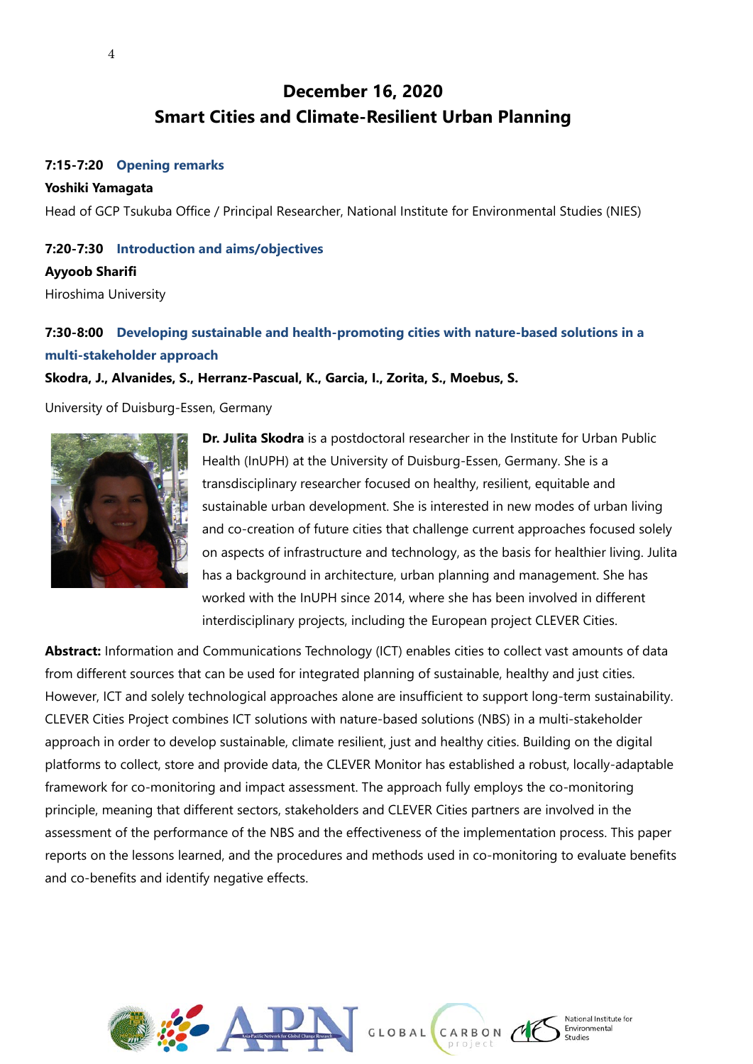# December 16, 2020
# Smart Cities and Climate-Resilient Urban Planning

**7:15-7:20 Opening remarks**

**Yoshiki Yamagata**

Head of GCP Tsukuba Office / Principal Researcher, National Institute for Environmental Studies (NIES)

**7:20-7:30 Introduction and aims/objectives**

**Ayyoob Sharifi**

Hiroshima University

**7:30-8:00 Developing sustainable and health-promoting cities with nature-based solutions in a multi-stakeholder approach**

**Skodra, J., Alvanides, S., Herranz-Pascual, K., Garcia, I., Zorita, S., Moebus, S.**

University of Duisburg-Essen, Germany

**Dr. Julita Skodra** is a postdoctoral researcher in the Institute for Urban Public Health (InUPH) at the University of Duisburg-Essen, Germany. She is a transdisciplinary researcher focused on healthy, resilient, equitable and sustainable urban development. She is interested in new modes of urban living and co-creation of future cities that challenge current approaches focused solely on aspects of infrastructure and technology, as the basis for healthier living. Julita has a background in architecture, urban planning and management. She has worked with the InUPH since 2014, where she has been involved in different interdisciplinary projects, including the European project CLEVER Cities.

**Abstract:** Information and Communications Technology (ICT) enables cities to collect vast amounts of data from different sources that can be used for integrated planning of sustainable, healthy and just cities. However, ICT and solely technological approaches alone are insufficient to support long-term sustainability. CLEVER Cities Project combines ICT solutions with nature-based solutions (NBS) in a multi-stakeholder approach in order to develop sustainable, climate resilient, just and healthy cities. Building on the digital platforms to collect, store and provide data, the CLEVER Monitor has established a robust, locally-adaptable framework for co-monitoring and impact assessment. The approach fully employs the co-monitoring principle, meaning that different sectors, stakeholders and CLEVER Cities partners are involved in the assessment of the performance of the NBS and the effectiveness of the implementation process. This paper reports on the lessons learned, and the procedures and methods used in co-monitoring to evaluate benefits and co-benefits and identify negative effects.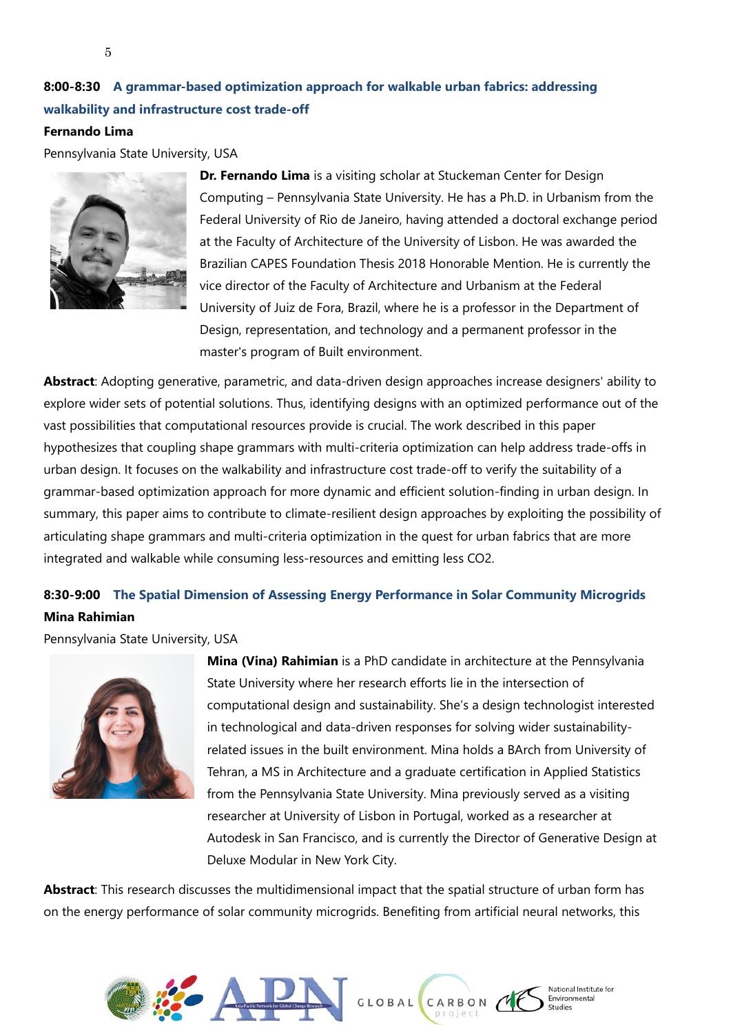**8:00-8:30 A grammar-based optimization approach for walkable urban fabrics: addressing walkability and infrastructure cost trade-off**

**Fernando Lima**

Pennsylvania State University, USA

**Dr. Fernando Lima** is a visiting scholar at Stuckeman Center for Design Computing – Pennsylvania State University. He has a Ph.D. in Urbanism from the Federal University of Rio de Janeiro, having attended a doctoral exchange period at the Faculty of Architecture of the University of Lisbon. He was awarded the Brazilian CAPES Foundation Thesis 2018 Honorable Mention. He is currently the vice director of the Faculty of Architecture and Urbanism at the Federal University of Juiz de Fora, Brazil, where he is a professor in the Department of Design, representation, and technology and a permanent professor in the master's program of Built environment.

**Abstract**: Adopting generative, parametric, and data-driven design approaches increase designers' ability to explore wider sets of potential solutions. Thus, identifying designs with an optimized performance out of the vast possibilities that computational resources provide is crucial. The work described in this paper hypothesizes that coupling shape grammars with multi-criteria optimization can help address trade-offs in urban design. It focuses on the walkability and infrastructure cost trade-off to verify the suitability of a grammar-based optimization approach for more dynamic and efficient solution-finding in urban design. In summary, this paper aims to contribute to climate-resilient design approaches by exploiting the possibility of articulating shape grammars and multi-criteria optimization in the quest for urban fabrics that are more integrated and walkable while consuming less-resources and emitting less $CO_2$.

**8:30-9:00 The Spatial Dimension of Assessing Energy Performance in Solar Community Microgrids**

**Mina Rahimian**

Pennsylvania State University, USA

**Mina (Vina) Rahimian** is a PhD candidate in architecture at the Pennsylvania State University where her research efforts lie in the intersection of computational design and sustainability. She's a design technologist interested in technological and data-driven responses for solving wider sustainability-related issues in the built environment. Mina holds a BArch from University of Tehran, a MS in Architecture and a graduate certification in Applied Statistics from the Pennsylvania State University. Mina previously served as a visiting researcher at University of Lisbon in Portugal, worked as a researcher at Autodesk in San Francisco, and is currently the Director of Generative Design at Deluxe Modular in New York City.

**Abstract**: This research discusses the multidimensional impact that the spatial structure of urban form has on the energy performance of solar community microgrids. Benefiting from artificial neural networks, this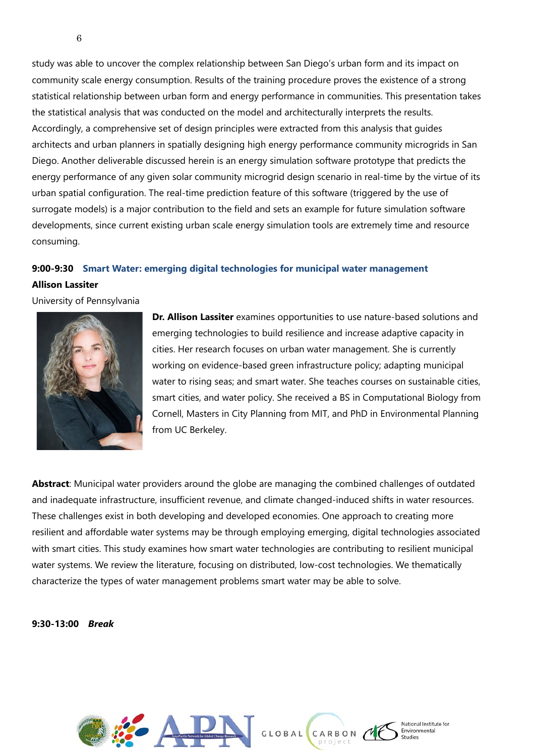study was able to uncover the complex relationship between San Diego's urban form and its impact on community scale energy consumption. Results of the training procedure proves the existence of a strong statistical relationship between urban form and energy performance in communities. This presentation takes the statistical analysis that was conducted on the model and architecturally interprets the results. Accordingly, a comprehensive set of design principles were extracted from this analysis that guides architects and urban planners in spatially designing high energy performance community microgrids in San Diego. Another deliverable discussed herein is an energy simulation software prototype that predicts the energy performance of any given solar community microgrid design scenario in real-time by the virtue of its urban spatial configuration. The real-time prediction feature of this software (triggered by the use of surrogate models) is a major contribution to the field and sets an example for future simulation software developments, since current existing urban scale energy simulation tools are extremely time and resource consuming.

**9:00-9:30 Smart Water: emerging digital technologies for municipal water management**

**Allison Lassiter**

University of Pennsylvania

**Dr. Allison Lassiter** examines opportunities to use nature-based solutions and emerging technologies to build resilience and increase adaptive capacity in cities. Her research focuses on urban water management. She is currently working on evidence-based green infrastructure policy; adapting municipal water to rising seas; and smart water. She teaches courses on sustainable cities, smart cities, and water policy. She received a BS in Computational Biology from Cornell, Masters in City Planning from MIT, and PhD in Environmental Planning from UC Berkeley.

**Abstract**: Municipal water providers around the globe are managing the combined challenges of outdated and inadequate infrastructure, insufficient revenue, and climate changed-induced shifts in water resources. These challenges exist in both developing and developed economies. One approach to creating more resilient and affordable water systems may be through employing emerging, digital technologies associated with smart cities. This study examines how smart water technologies are contributing to resilient municipal water systems. We review the literature, focusing on distributed, low-cost technologies. We thematically characterize the types of water management problems smart water may be able to solve.

**9:30-13:00** ***Break***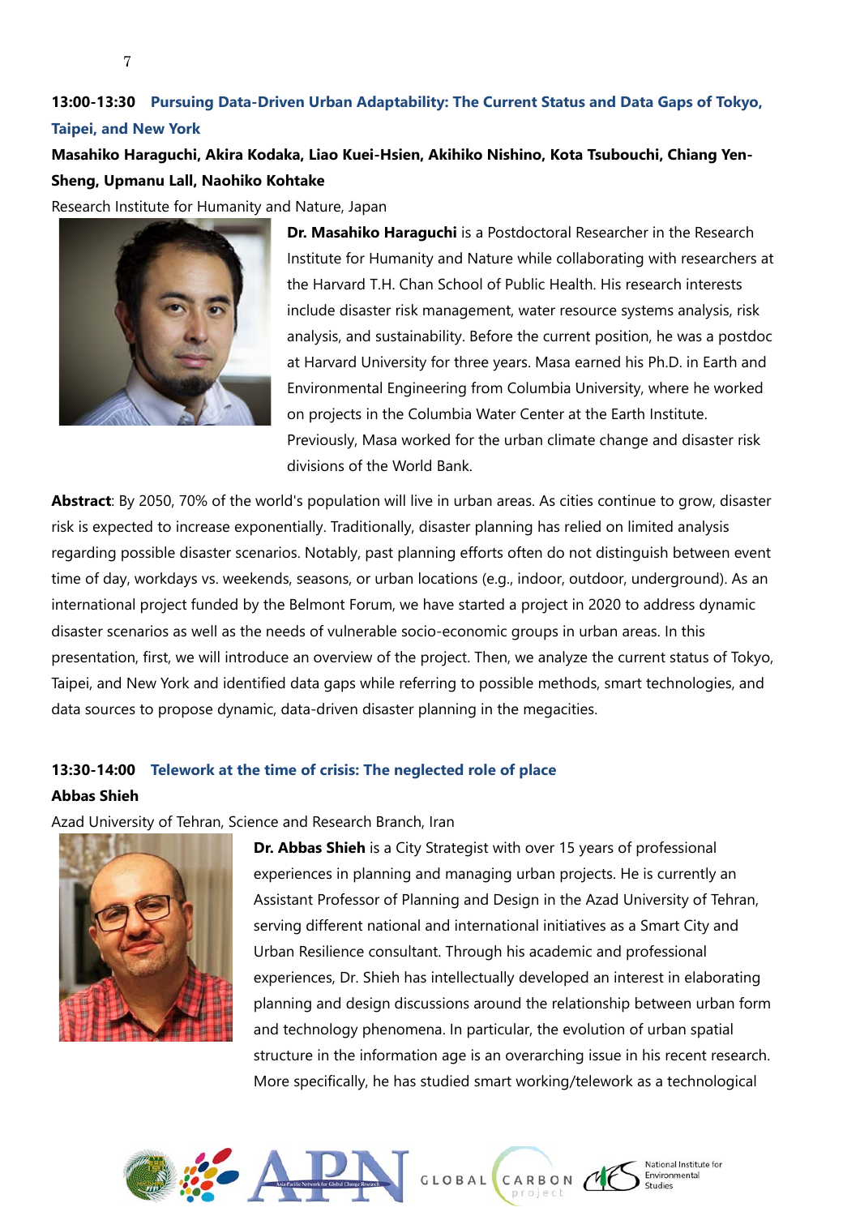**13:00-13:30 Pursuing Data-Driven Urban Adaptability: The Current Status and Data Gaps of Tokyo, Taipei, and New York**

**Masahiko Haraguchi, Akira Kodaka, Liao Kuei-Hsien, Akihiko Nishino, Kota Tsubouchi, Chiang Yen-Sheng, Upmanu Lall, Naohiko Kohtake**

Research Institute for Humanity and Nature, Japan

**Dr. Masahiko Haraguchi** is a Postdoctoral Researcher in the Research Institute for Humanity and Nature while collaborating with researchers at the Harvard T.H. Chan School of Public Health. His research interests include disaster risk management, water resource systems analysis, risk analysis, and sustainability. Before the current position, he was a postdoc at Harvard University for three years. Masa earned his Ph.D. in Earth and Environmental Engineering from Columbia University, where he worked on projects in the Columbia Water Center at the Earth Institute. Previously, Masa worked for the urban climate change and disaster risk divisions of the World Bank.

**Abstract**: By 2050, 70% of the world's population will live in urban areas. As cities continue to grow, disaster risk is expected to increase exponentially. Traditionally, disaster planning has relied on limited analysis regarding possible disaster scenarios. Notably, past planning efforts often do not distinguish between event time of day, workdays vs. weekends, seasons, or urban locations (e.g., indoor, outdoor, underground). As an international project funded by the Belmont Forum, we have started a project in 2020 to address dynamic disaster scenarios as well as the needs of vulnerable socio-economic groups in urban areas. In this presentation, first, we will introduce an overview of the project. Then, we analyze the current status of Tokyo, Taipei, and New York and identified data gaps while referring to possible methods, smart technologies, and data sources to propose dynamic, data-driven disaster planning in the megacities.

**13:30-14:00 Telework at the time of crisis: The neglected role of place**

**Abbas Shieh**

Azad University of Tehran, Science and Research Branch, Iran

**Dr. Abbas Shieh** is a City Strategist with over 15 years of professional experiences in planning and managing urban projects. He is currently an Assistant Professor of Planning and Design in the Azad University of Tehran, serving different national and international initiatives as a Smart City and Urban Resilience consultant. Through his academic and professional experiences, Dr. Shieh has intellectually developed an interest in elaborating planning and design discussions around the relationship between urban form and technology phenomena. In particular, the evolution of urban spatial structure in the information age is an overarching issue in his recent research. More specifically, he has studied smart working/telework as a technological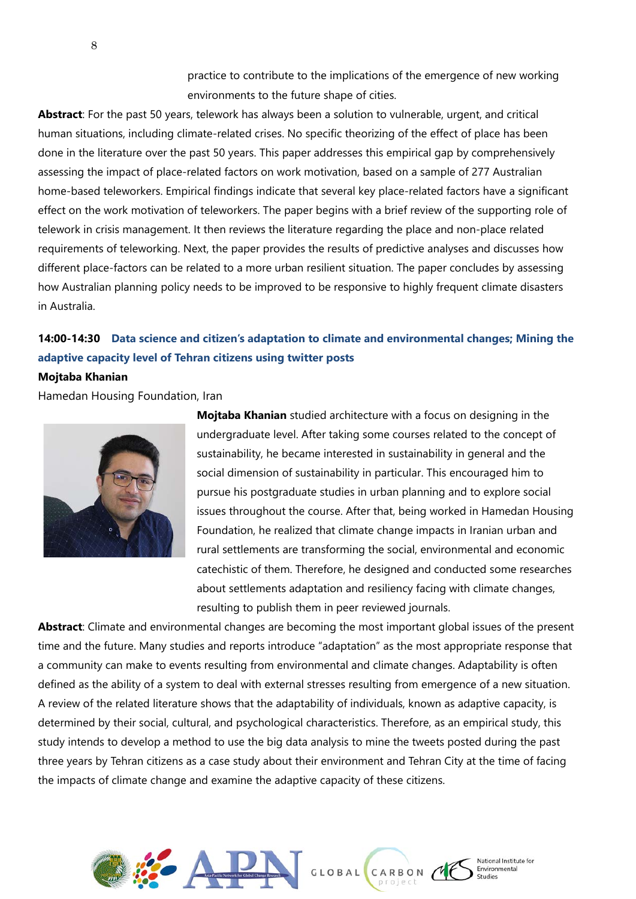practice to contribute to the implications of the emergence of new working environments to the future shape of cities.

**Abstract**: For the past 50 years, telework has always been a solution to vulnerable, urgent, and critical human situations, including climate-related crises. No specific theorizing of the effect of place has been done in the literature over the past 50 years. This paper addresses this empirical gap by comprehensively assessing the impact of place-related factors on work motivation, based on a sample of 277 Australian home-based teleworkers. Empirical findings indicate that several key place-related factors have a significant effect on the work motivation of teleworkers. The paper begins with a brief review of the supporting role of telework in crisis management. It then reviews the literature regarding the place and non-place related requirements of teleworking. Next, the paper provides the results of predictive analyses and discusses how different place-factors can be related to a more urban resilient situation. The paper concludes by assessing how Australian planning policy needs to be improved to be responsive to highly frequent climate disasters in Australia.

### 14:00-14:30 Data science and citizen's adaptation to climate and environmental changes; Mining the adaptive capacity level of Tehran citizens using twitter posts

**Mojtaba Khanian**

Hamedan Housing Foundation, Iran

**Mojtaba Khanian** studied architecture with a focus on designing in the undergraduate level. After taking some courses related to the concept of sustainability, he became interested in sustainability in general and the social dimension of sustainability in particular. This encouraged him to pursue his postgraduate studies in urban planning and to explore social issues throughout the course. After that, being worked in Hamedan Housing Foundation, he realized that climate change impacts in Iranian urban and rural settlements are transforming the social, environmental and economic catechistic of them. Therefore, he designed and conducted some researches about settlements adaptation and resiliency facing with climate changes, resulting to publish them in peer reviewed journals.

**Abstract**: Climate and environmental changes are becoming the most important global issues of the present time and the future. Many studies and reports introduce "adaptation" as the most appropriate response that a community can make to events resulting from environmental and climate changes. Adaptability is often defined as the ability of a system to deal with external stresses resulting from emergence of a new situation. A review of the related literature shows that the adaptability of individuals, known as adaptive capacity, is determined by their social, cultural, and psychological characteristics. Therefore, as an empirical study, this study intends to develop a method to use the big data analysis to mine the tweets posted during the past three years by Tehran citizens as a case study about their environment and Tehran City at the time of facing the impacts of climate change and examine the adaptive capacity of these citizens.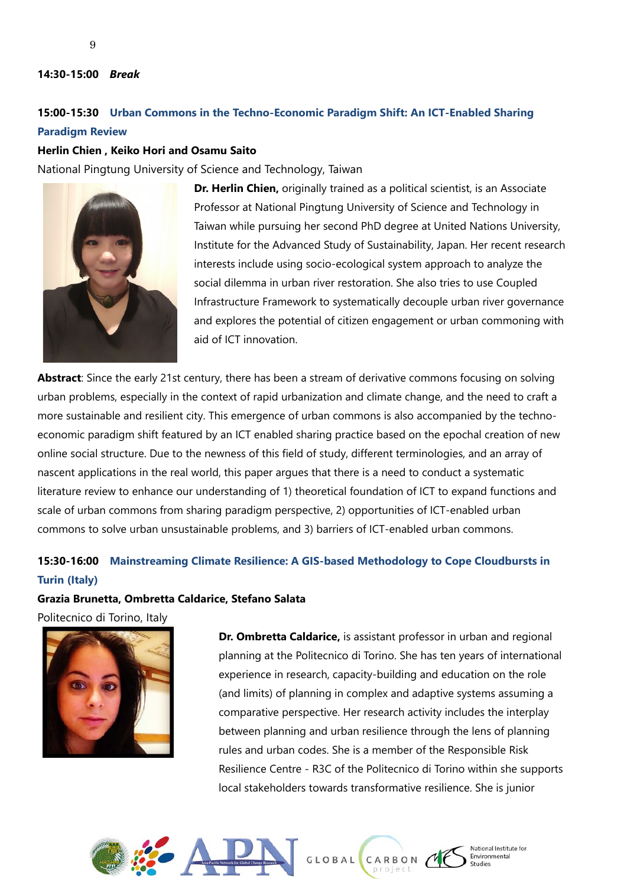**14:30-15:00** ***Break***

### 15:00-15:30 Urban Commons in the Techno-Economic Paradigm Shift: An ICT-Enabled Sharing Paradigm Review

**Herlin Chien , Keiko Hori and Osamu Saito**

National Pingtung University of Science and Technology, Taiwan

**Dr. Herlin Chien,** originally trained as a political scientist, is an Associate Professor at National Pingtung University of Science and Technology in Taiwan while pursuing her second PhD degree at United Nations University, Institute for the Advanced Study of Sustainability, Japan. Her recent research interests include using socio-ecological system approach to analyze the social dilemma in urban river restoration. She also tries to use Coupled Infrastructure Framework to systematically decouple urban river governance and explores the potential of citizen engagement or urban commoning with aid of ICT innovation.

**Abstract**: Since the early 21st century, there has been a stream of derivative commons focusing on solving urban problems, especially in the context of rapid urbanization and climate change, and the need to craft a more sustainable and resilient city. This emergence of urban commons is also accompanied by the techno-economic paradigm shift featured by an ICT enabled sharing practice based on the epochal creation of new online social structure. Due to the newness of this field of study, different terminologies, and an array of nascent applications in the real world, this paper argues that there is a need to conduct a systematic literature review to enhance our understanding of 1) theoretical foundation of ICT to expand functions and scale of urban commons from sharing paradigm perspective, 2) opportunities of ICT-enabled urban commons to solve urban unsustainable problems, and 3) barriers of ICT-enabled urban commons.

### 15:30-16:00 Mainstreaming Climate Resilience: A GIS-based Methodology to Cope Cloudbursts in Turin (Italy)

**Grazia Brunetta, Ombretta Caldarice, Stefano Salata**

Politecnico di Torino, Italy

**Dr. Ombretta Caldarice,** is assistant professor in urban and regional planning at the Politecnico di Torino. She has ten years of international experience in research, capacity-building and education on the role (and limits) of planning in complex and adaptive systems assuming a comparative perspective. Her research activity includes the interplay between planning and urban resilience through the lens of planning rules and urban codes. She is a member of the Responsible Risk Resilience Centre - R3C of the Politecnico di Torino within she supports local stakeholders towards transformative resilience. She is junior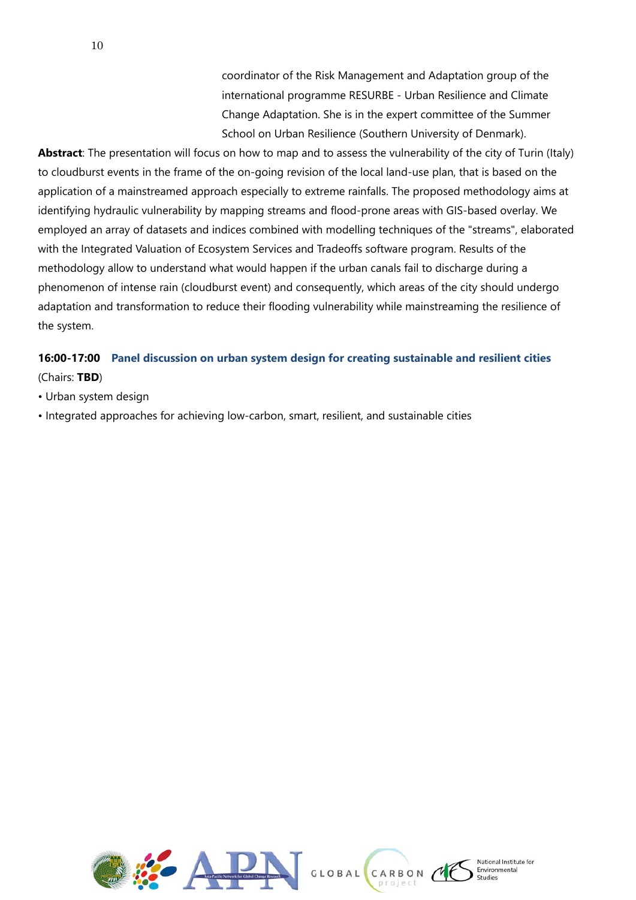coordinator of the Risk Management and Adaptation group of the international programme RESURBE - Urban Resilience and Climate Change Adaptation. She is in the expert committee of the Summer School on Urban Resilience (Southern University of Denmark).

**Abstract**: The presentation will focus on how to map and to assess the vulnerability of the city of Turin (Italy) to cloudburst events in the frame of the on-going revision of the local land-use plan, that is based on the application of a mainstreamed approach especially to extreme rainfalls. The proposed methodology aims at identifying hydraulic vulnerability by mapping streams and flood-prone areas with GIS-based overlay. We employed an array of datasets and indices combined with modelling techniques of the "streams", elaborated with the Integrated Valuation of Ecosystem Services and Tradeoffs software program. Results of the methodology allow to understand what would happen if the urban canals fail to discharge during a phenomenon of intense rain (cloudburst event) and consequently, which areas of the city should undergo adaptation and transformation to reduce their flooding vulnerability while mainstreaming the resilience of the system.

**16:00-17:00 Panel discussion on urban system design for creating sustainable and resilient cities**

(Chairs: **TBD**)

- Urban system design
- Integrated approaches for achieving low-carbon, smart, resilient, and sustainable cities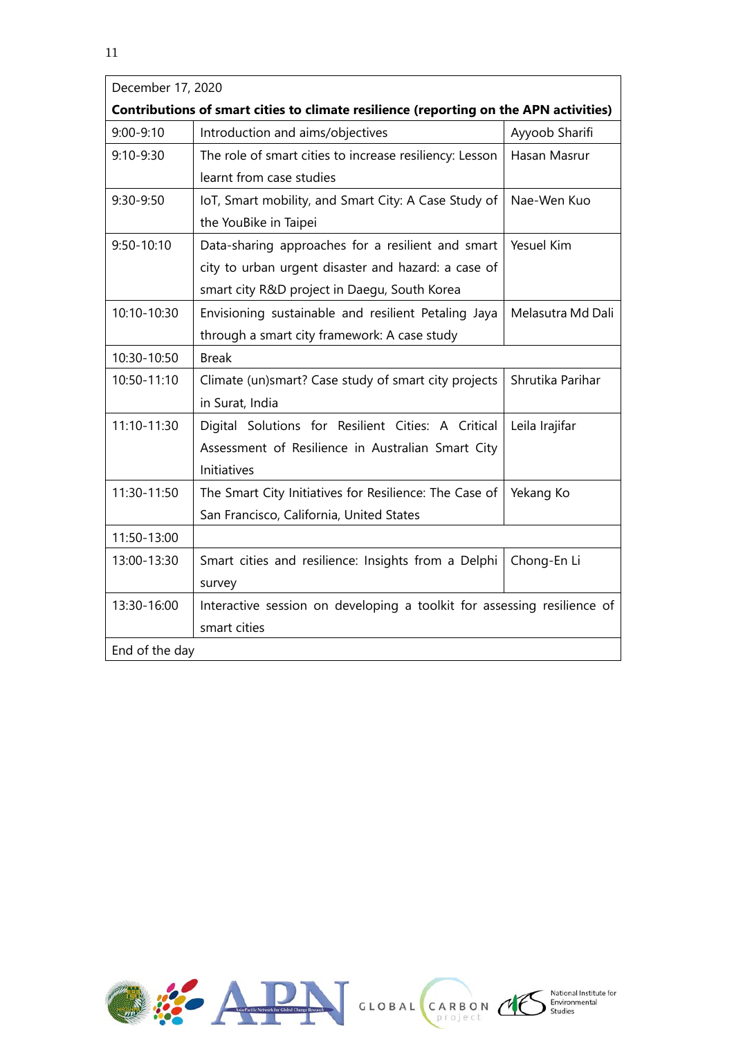| | | |
|---|---|---|
| December 17, 2020 | | |
| **Contributions of smart cities to climate resilience (reporting on the APN activities)** | | |
| 9:00-9:10 | Introduction and aims/objectives | Ayyoob Sharifi |
| 9:10-9:30 | The role of smart cities to increase resiliency: Lesson learnt from case studies | Hasan Masrur |
| 9:30-9:50 | IoT, Smart mobility, and Smart City: A Case Study of the YouBike in Taipei | Nae-Wen Kuo |
| 9:50-10:10 | Data-sharing approaches for a resilient and smart city to urban urgent disaster and hazard: a case of smart city R&D project in Daegu, South Korea | Yesuel Kim |
| 10:10-10:30 | Envisioning sustainable and resilient Petaling Jaya through a smart city framework: A case study | Melasutra Md Dali |
| 10:30-10:50 | Break | |
| 10:50-11:10 | Climate (un)smart? Case study of smart city projects in Surat, India | Shrutika Parihar |
| 11:10-11:30 | Digital Solutions for Resilient Cities: A Critical Assessment of Resilience in Australian Smart City Initiatives | Leila Irajifar |
| 11:30-11:50 | The Smart City Initiatives for Resilience: The Case of San Francisco, California, United States | Yekang Ko |
| 11:50-13:00 | | |
| 13:00-13:30 | Smart cities and resilience: Insights from a Delphi survey | Chong-En Li |
| 13:30-16:00 | Interactive session on developing a toolkit for assessing resilience of smart cities | |
| End of the day | | |

APN Asia-Pacific Network for Global Change Research GLOBAL CARBON project National Institute for Environmental Studies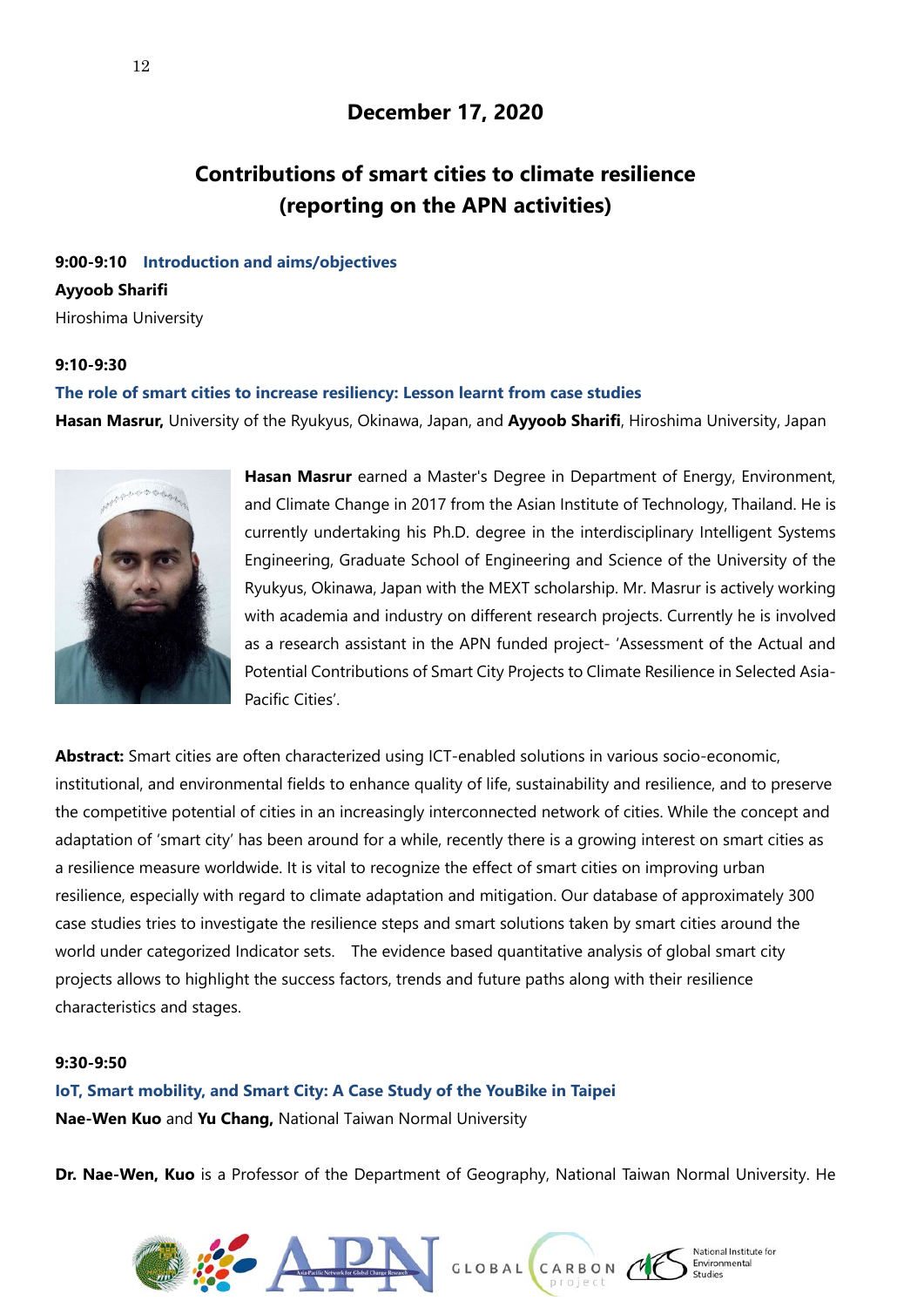## December 17, 2020

## Contributions of smart cities to climate resilience (reporting on the APN activities)

**9:00-9:10** **Introduction and aims/objectives**

**Ayyoob Sharifi**

Hiroshima University

**9:10-9:30**

**The role of smart cities to increase resiliency: Lesson learnt from case studies**

**Hasan Masrur,** University of the Ryukyus, Okinawa, Japan, and **Ayyoob Sharifi**, Hiroshima University, Japan

**Hasan Masrur** earned a Master's Degree in Department of Energy, Environment, and Climate Change in 2017 from the Asian Institute of Technology, Thailand. He is currently undertaking his Ph.D. degree in the interdisciplinary Intelligent Systems Engineering, Graduate School of Engineering and Science of the University of the Ryukyus, Okinawa, Japan with the MEXT scholarship. Mr. Masrur is actively working with academia and industry on different research projects. Currently he is involved as a research assistant in the APN funded project- 'Assessment of the Actual and Potential Contributions of Smart City Projects to Climate Resilience in Selected Asia-Pacific Cities'.

**Abstract:** Smart cities are often characterized using ICT-enabled solutions in various socio-economic, institutional, and environmental fields to enhance quality of life, sustainability and resilience, and to preserve the competitive potential of cities in an increasingly interconnected network of cities. While the concept and adaptation of 'smart city' has been around for a while, recently there is a growing interest on smart cities as a resilience measure worldwide. It is vital to recognize the effect of smart cities on improving urban resilience, especially with regard to climate adaptation and mitigation. Our database of approximately 300 case studies tries to investigate the resilience steps and smart solutions taken by smart cities around the world under categorized Indicator sets. The evidence based quantitative analysis of global smart city projects allows to highlight the success factors, trends and future paths along with their resilience characteristics and stages.

**9:30-9:50**

**IoT, Smart mobility, and Smart City: A Case Study of the YouBike in Taipei**

**Nae-Wen Kuo** and **Yu Chang,** National Taiwan Normal University

**Dr. Nae-Wen, Kuo** is a Professor of the Department of Geography, National Taiwan Normal University. He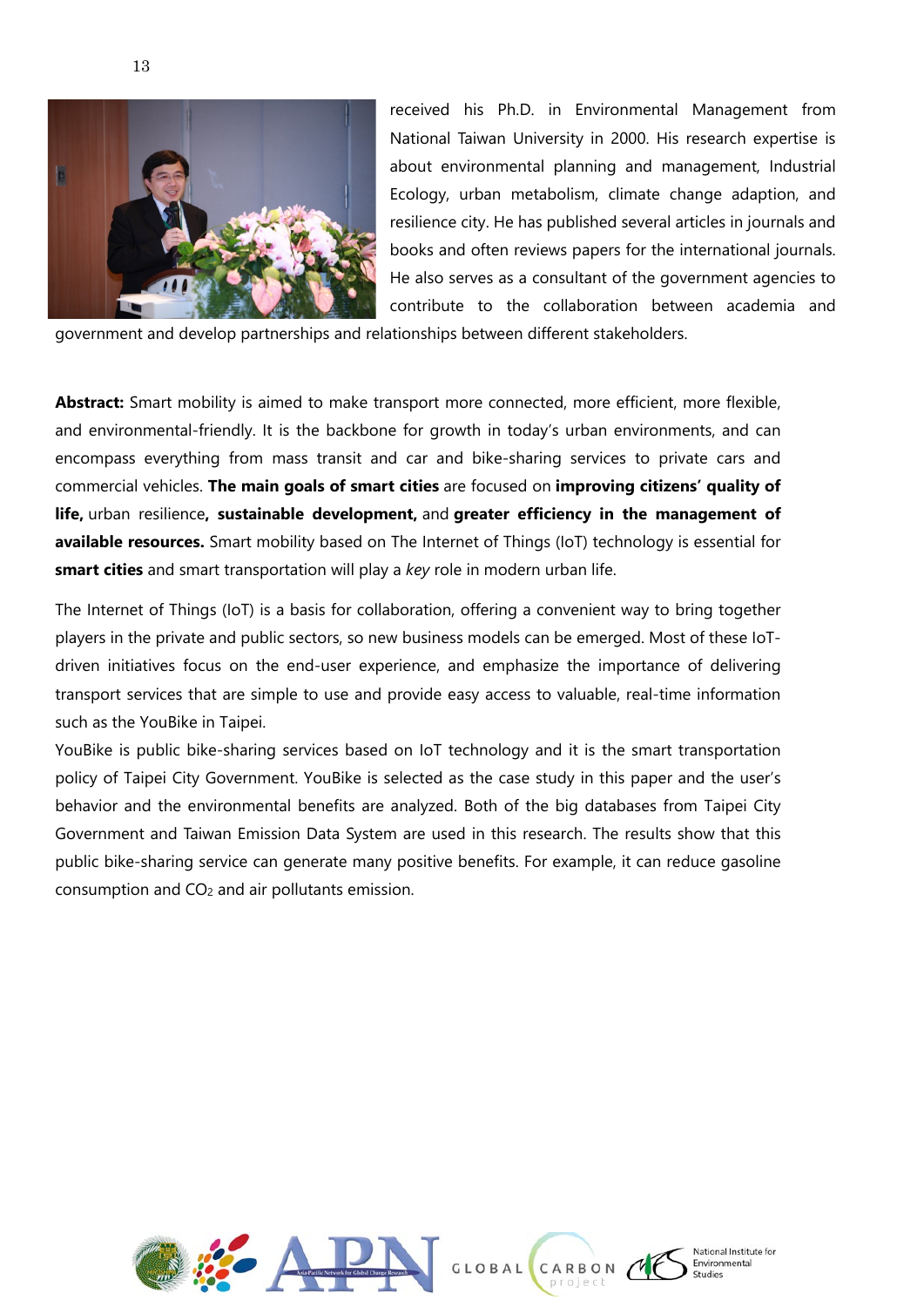received his Ph.D. in Environmental Management from National Taiwan University in 2000. His research expertise is about environmental planning and management, Industrial Ecology, urban metabolism, climate change adaption, and resilience city. He has published several articles in journals and books and often reviews papers for the international journals. He also serves as a consultant of the government agencies to contribute to the collaboration between academia and government and develop partnerships and relationships between different stakeholders.

**Abstract:** Smart mobility is aimed to make transport more connected, more efficient, more flexible, and environmental-friendly. It is the backbone for growth in today's urban environments, and can encompass everything from mass transit and car and bike-sharing services to private cars and commercial vehicles. **The main goals of smart cities** are focused on **improving citizens' quality of life,** urban resilience**, sustainable development,** and **greater efficiency in the management of available resources.** Smart mobility based on The Internet of Things (IoT) technology is essential for **smart cities** and smart transportation will play a *key* role in modern urban life.

The Internet of Things (IoT) is a basis for collaboration, offering a convenient way to bring together players in the private and public sectors, so new business models can be emerged. Most of these IoT-driven initiatives focus on the end-user experience, and emphasize the importance of delivering transport services that are simple to use and provide easy access to valuable, real-time information such as the YouBike in Taipei.

YouBike is public bike-sharing services based on IoT technology and it is the smart transportation policy of Taipei City Government. YouBike is selected as the case study in this paper and the user's behavior and the environmental benefits are analyzed. Both of the big databases from Taipei City Government and Taiwan Emission Data System are used in this research. The results show that this public bike-sharing service can generate many positive benefits. For example, it can reduce gasoline consumption and $CO_2$ and air pollutants emission.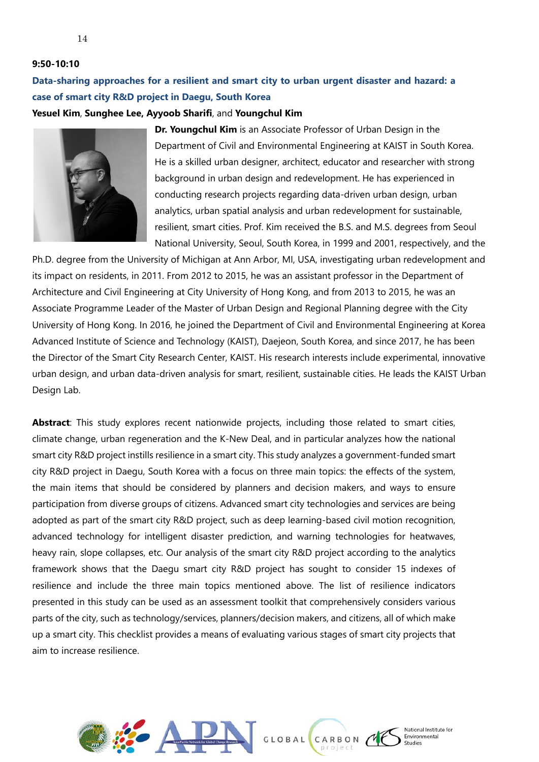**9:50-10:10**

## Data-sharing approaches for a resilient and smart city to urban urgent disaster and hazard: a case of smart city R&D project in Daegu, South Korea

**Yesuel Kim**, **Sunghee Lee, Ayyoob Sharifi**, and **Youngchul Kim**

**Dr. Youngchul Kim** is an Associate Professor of Urban Design in the Department of Civil and Environmental Engineering at KAIST in South Korea. He is a skilled urban designer, architect, educator and researcher with strong background in urban design and redevelopment. He has experienced in conducting research projects regarding data-driven urban design, urban analytics, urban spatial analysis and urban redevelopment for sustainable, resilient, smart cities. Prof. Kim received the B.S. and M.S. degrees from Seoul National University, Seoul, South Korea, in 1999 and 2001, respectively, and the Ph.D. degree from the University of Michigan at Ann Arbor, MI, USA, investigating urban redevelopment and its impact on residents, in 2011. From 2012 to 2015, he was an assistant professor in the Department of Architecture and Civil Engineering at City University of Hong Kong, and from 2013 to 2015, he was an Associate Programme Leader of the Master of Urban Design and Regional Planning degree with the City University of Hong Kong. In 2016, he joined the Department of Civil and Environmental Engineering at Korea Advanced Institute of Science and Technology (KAIST), Daejeon, South Korea, and since 2017, he has been the Director of the Smart City Research Center, KAIST. His research interests include experimental, innovative urban design, and urban data-driven analysis for smart, resilient, sustainable cities. He leads the KAIST Urban Design Lab.

**Abstract**: This study explores recent nationwide projects, including those related to smart cities, climate change, urban regeneration and the K-New Deal, and in particular analyzes how the national smart city R&D project instills resilience in a smart city. This study analyzes a government-funded smart city R&D project in Daegu, South Korea with a focus on three main topics: the effects of the system, the main items that should be considered by planners and decision makers, and ways to ensure participation from diverse groups of citizens. Advanced smart city technologies and services are being adopted as part of the smart city R&D project, such as deep learning-based civil motion recognition, advanced technology for intelligent disaster prediction, and warning technologies for heatwaves, heavy rain, slope collapses, etc. Our analysis of the smart city R&D project according to the analytics framework shows that the Daegu smart city R&D project has sought to consider 15 indexes of resilience and include the three main topics mentioned above. The list of resilience indicators presented in this study can be used as an assessment toolkit that comprehensively considers various parts of the city, such as technology/services, planners/decision makers, and citizens, all of which make up a smart city. This checklist provides a means of evaluating various stages of smart city projects that aim to increase resilience.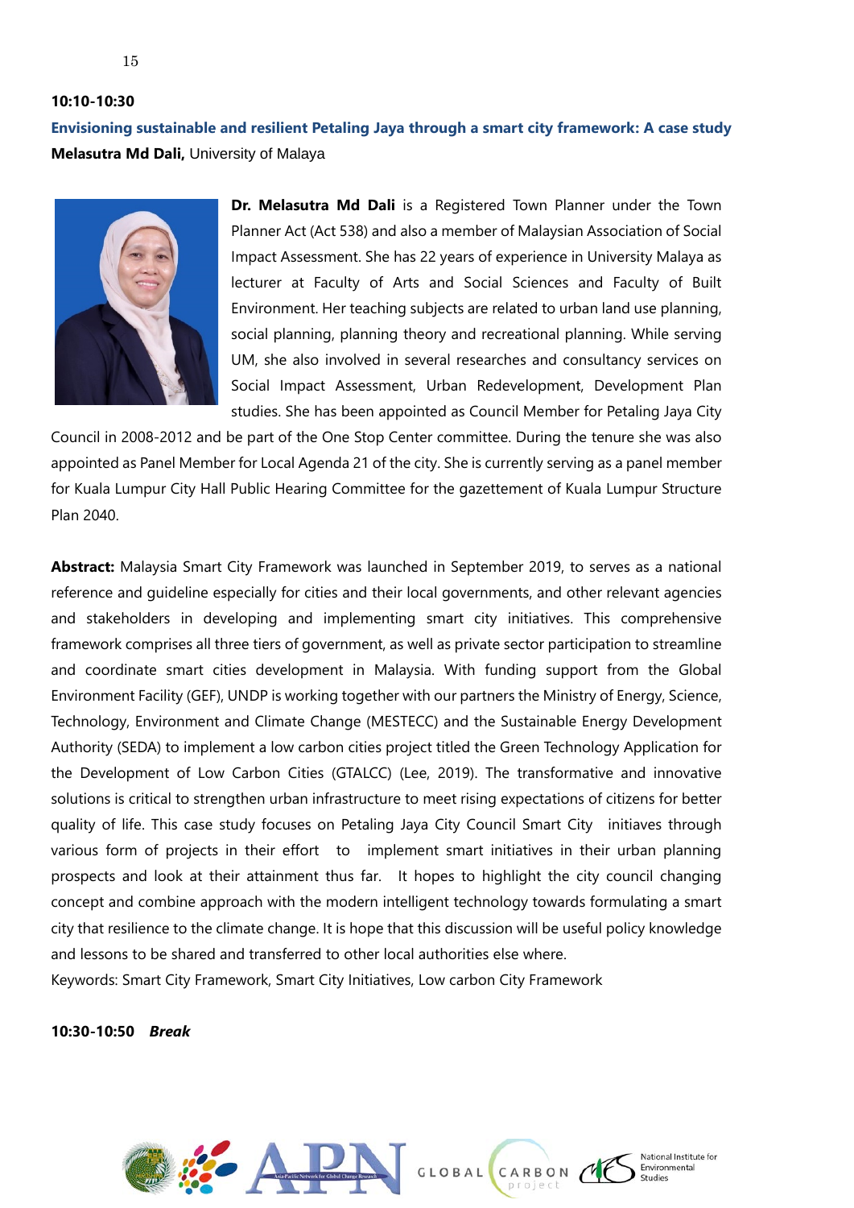**10:10-10:30**

**Envisioning sustainable and resilient Petaling Jaya through a smart city framework: A case study**

**Melasutra Md Dali,** University of Malaya

**Dr. Melasutra Md Dali** is a Registered Town Planner under the Town Planner Act (Act 538) and also a member of Malaysian Association of Social Impact Assessment. She has 22 years of experience in University Malaya as lecturer at Faculty of Arts and Social Sciences and Faculty of Built Environment. Her teaching subjects are related to urban land use planning, social planning, planning theory and recreational planning. While serving UM, she also involved in several researches and consultancy services on Social Impact Assessment, Urban Redevelopment, Development Plan studies. She has been appointed as Council Member for Petaling Jaya City Council in 2008-2012 and be part of the One Stop Center committee. During the tenure she was also appointed as Panel Member for Local Agenda 21 of the city. She is currently serving as a panel member for Kuala Lumpur City Hall Public Hearing Committee for the gazettement of Kuala Lumpur Structure Plan 2040.

**Abstract:** Malaysia Smart City Framework was launched in September 2019, to serves as a national reference and guideline especially for cities and their local governments, and other relevant agencies and stakeholders in developing and implementing smart city initiatives. This comprehensive framework comprises all three tiers of government, as well as private sector participation to streamline and coordinate smart cities development in Malaysia. With funding support from the Global Environment Facility (GEF), UNDP is working together with our partners the Ministry of Energy, Science, Technology, Environment and Climate Change (MESTECC) and the Sustainable Energy Development Authority (SEDA) to implement a low carbon cities project titled the Green Technology Application for the Development of Low Carbon Cities (GTALCC) (Lee, 2019). The transformative and innovative solutions is critical to strengthen urban infrastructure to meet rising expectations of citizens for better quality of life. This case study focuses on Petaling Jaya City Council Smart City initiaves through various form of projects in their effort to implement smart initiatives in their urban planning prospects and look at their attainment thus far. It hopes to highlight the city council changing concept and combine approach with the modern intelligent technology towards formulating a smart city that resilience to the climate change. It is hope that this discussion will be useful policy knowledge and lessons to be shared and transferred to other local authorities else where.

Keywords: Smart City Framework, Smart City Initiatives, Low carbon City Framework

**10:30-10:50** ***Break***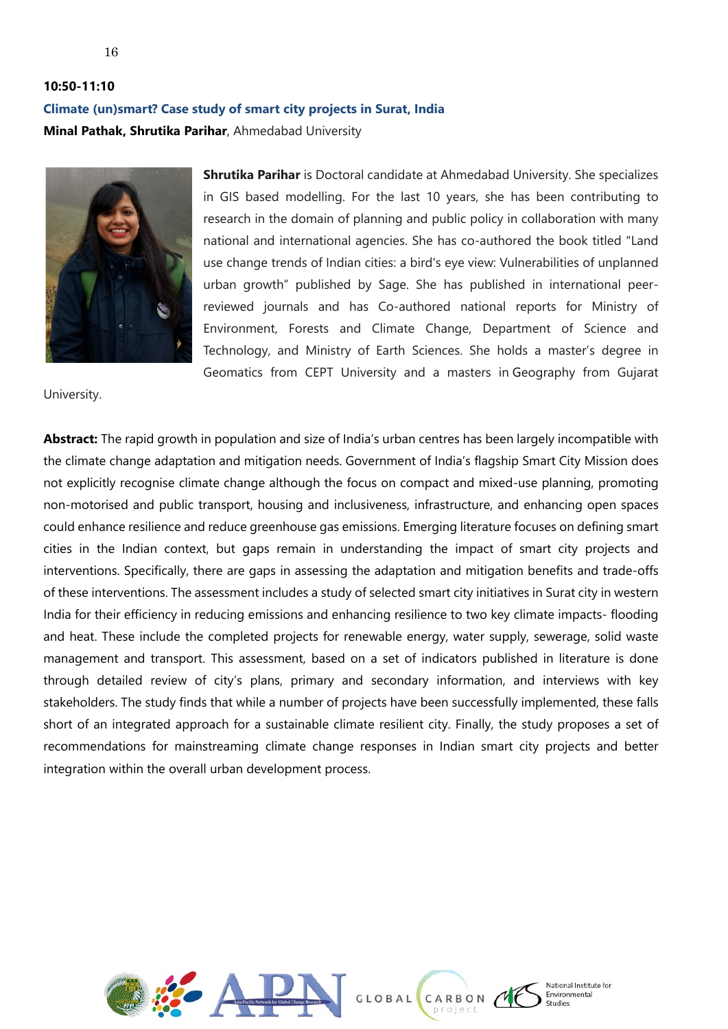**10:50-11:10**

### Climate (un)smart? Case study of smart city projects in Surat, India

**Minal Pathak, Shrutika Parihar**, Ahmedabad University

**Shrutika Parihar** is Doctoral candidate at Ahmedabad University. She specializes in GIS based modelling. For the last 10 years, she has been contributing to research in the domain of planning and public policy in collaboration with many national and international agencies. She has co-authored the book titled "Land use change trends of Indian cities: a bird's eye view: Vulnerabilities of unplanned urban growth" published by Sage. She has published in international peer-reviewed journals and has Co-authored national reports for Ministry of Environment, Forests and Climate Change, Department of Science and Technology, and Ministry of Earth Sciences. She holds a master's degree in Geomatics from CEPT University and a masters in Geography from Gujarat University.

**Abstract:** The rapid growth in population and size of India's urban centres has been largely incompatible with the climate change adaptation and mitigation needs. Government of India's flagship Smart City Mission does not explicitly recognise climate change although the focus on compact and mixed-use planning, promoting non-motorised and public transport, housing and inclusiveness, infrastructure, and enhancing open spaces could enhance resilience and reduce greenhouse gas emissions. Emerging literature focuses on defining smart cities in the Indian context, but gaps remain in understanding the impact of smart city projects and interventions. Specifically, there are gaps in assessing the adaptation and mitigation benefits and trade-offs of these interventions. The assessment includes a study of selected smart city initiatives in Surat city in western India for their efficiency in reducing emissions and enhancing resilience to two key climate impacts- flooding and heat. These include the completed projects for renewable energy, water supply, sewerage, solid waste management and transport. This assessment, based on a set of indicators published in literature is done through detailed review of city's plans, primary and secondary information, and interviews with key stakeholders. The study finds that while a number of projects have been successfully implemented, these falls short of an integrated approach for a sustainable climate resilient city. Finally, the study proposes a set of recommendations for mainstreaming climate change responses in Indian smart city projects and better integration within the overall urban development process.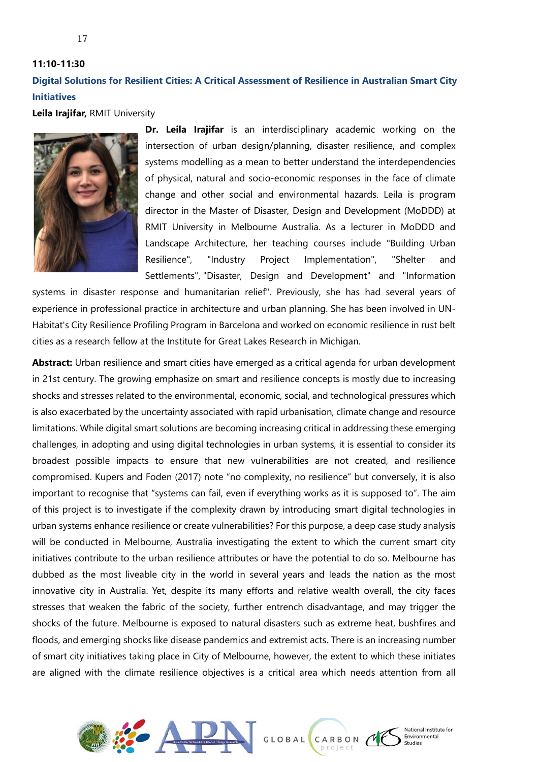**11:10-11:30**

## Digital Solutions for Resilient Cities: A Critical Assessment of Resilience in Australian Smart City Initiatives

**Leila Irajifar,** RMIT University

**Dr. Leila Irajifar** is an interdisciplinary academic working on the intersection of urban design/planning, disaster resilience, and complex systems modelling as a mean to better understand the interdependencies of physical, natural and socio-economic responses in the face of climate change and other social and environmental hazards. Leila is program director in the Master of Disaster, Design and Development (MoDDD) at RMIT University in Melbourne Australia. As a lecturer in MoDDD and Landscape Architecture, her teaching courses include "Building Urban Resilience", "Industry Project Implementation", "Shelter and Settlements", "Disaster, Design and Development" and "Information systems in disaster response and humanitarian relief". Previously, she has had several years of experience in professional practice in architecture and urban planning. She has been involved in UN-Habitat's City Resilience Profiling Program in Barcelona and worked on economic resilience in rust belt cities as a research fellow at the Institute for Great Lakes Research in Michigan.

**Abstract:** Urban resilience and smart cities have emerged as a critical agenda for urban development in 21st century. The growing emphasize on smart and resilience concepts is mostly due to increasing shocks and stresses related to the environmental, economic, social, and technological pressures which is also exacerbated by the uncertainty associated with rapid urbanisation, climate change and resource limitations. While digital smart solutions are becoming increasing critical in addressing these emerging challenges, in adopting and using digital technologies in urban systems, it is essential to consider its broadest possible impacts to ensure that new vulnerabilities are not created, and resilience compromised. Kupers and Foden (2017) note "no complexity, no resilience" but conversely, it is also important to recognise that "systems can fail, even if everything works as it is supposed to". The aim of this project is to investigate if the complexity drawn by introducing smart digital technologies in urban systems enhance resilience or create vulnerabilities? For this purpose, a deep case study analysis will be conducted in Melbourne, Australia investigating the extent to which the current smart city initiatives contribute to the urban resilience attributes or have the potential to do so. Melbourne has dubbed as the most liveable city in the world in several years and leads the nation as the most innovative city in Australia. Yet, despite its many efforts and relative wealth overall, the city faces stresses that weaken the fabric of the society, further entrench disadvantage, and may trigger the shocks of the future. Melbourne is exposed to natural disasters such as extreme heat, bushfires and floods, and emerging shocks like disease pandemics and extremist acts. There is an increasing number of smart city initiatives taking place in City of Melbourne, however, the extent to which these initiates are aligned with the climate resilience objectives is a critical area which needs attention from all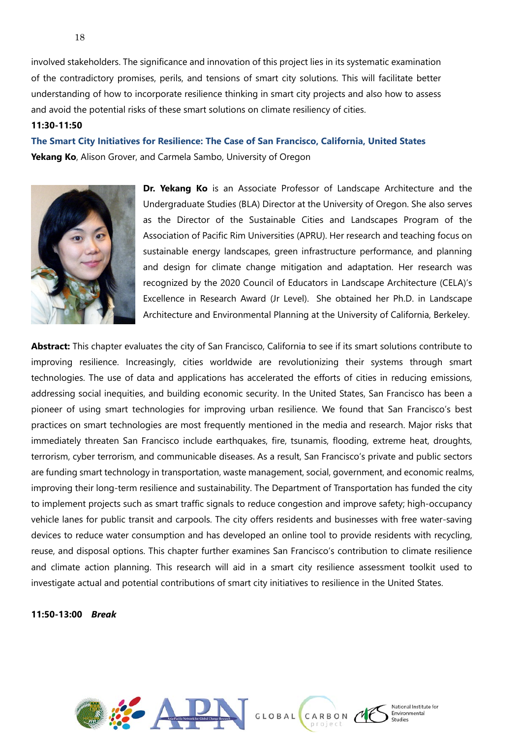involved stakeholders. The significance and innovation of this project lies in its systematic examination of the contradictory promises, perils, and tensions of smart city solutions. This will facilitate better understanding of how to incorporate resilience thinking in smart city projects and also how to assess and avoid the potential risks of these smart solutions on climate resiliency of cities.

**11:30-11:50**

**The Smart City Initiatives for Resilience: The Case of San Francisco, California, United States**

**Yekang Ko**, Alison Grover, and Carmela Sambo, University of Oregon

**Dr. Yekang Ko** is an Associate Professor of Landscape Architecture and the Undergraduate Studies (BLA) Director at the University of Oregon. She also serves as the Director of the Sustainable Cities and Landscapes Program of the Association of Pacific Rim Universities (APRU). Her research and teaching focus on sustainable energy landscapes, green infrastructure performance, and planning and design for climate change mitigation and adaptation. Her research was recognized by the 2020 Council of Educators in Landscape Architecture (CELA)'s Excellence in Research Award (Jr Level). She obtained her Ph.D. in Landscape Architecture and Environmental Planning at the University of California, Berkeley.

**Abstract:** This chapter evaluates the city of San Francisco, California to see if its smart solutions contribute to improving resilience. Increasingly, cities worldwide are revolutionizing their systems through smart technologies. The use of data and applications has accelerated the efforts of cities in reducing emissions, addressing social inequities, and building economic security. In the United States, San Francisco has been a pioneer of using smart technologies for improving urban resilience. We found that San Francisco's best practices on smart technologies are most frequently mentioned in the media and research. Major risks that immediately threaten San Francisco include earthquakes, fire, tsunamis, flooding, extreme heat, droughts, terrorism, cyber terrorism, and communicable diseases. As a result, San Francisco's private and public sectors are funding smart technology in transportation, waste management, social, government, and economic realms, improving their long-term resilience and sustainability. The Department of Transportation has funded the city to implement projects such as smart traffic signals to reduce congestion and improve safety; high-occupancy vehicle lanes for public transit and carpools. The city offers residents and businesses with free water-saving devices to reduce water consumption and has developed an online tool to provide residents with recycling, reuse, and disposal options. This chapter further examines San Francisco's contribution to climate resilience and climate action planning. This research will aid in a smart city resilience assessment toolkit used to investigate actual and potential contributions of smart city initiatives to resilience in the United States.

**11:50-13:00** ***Break***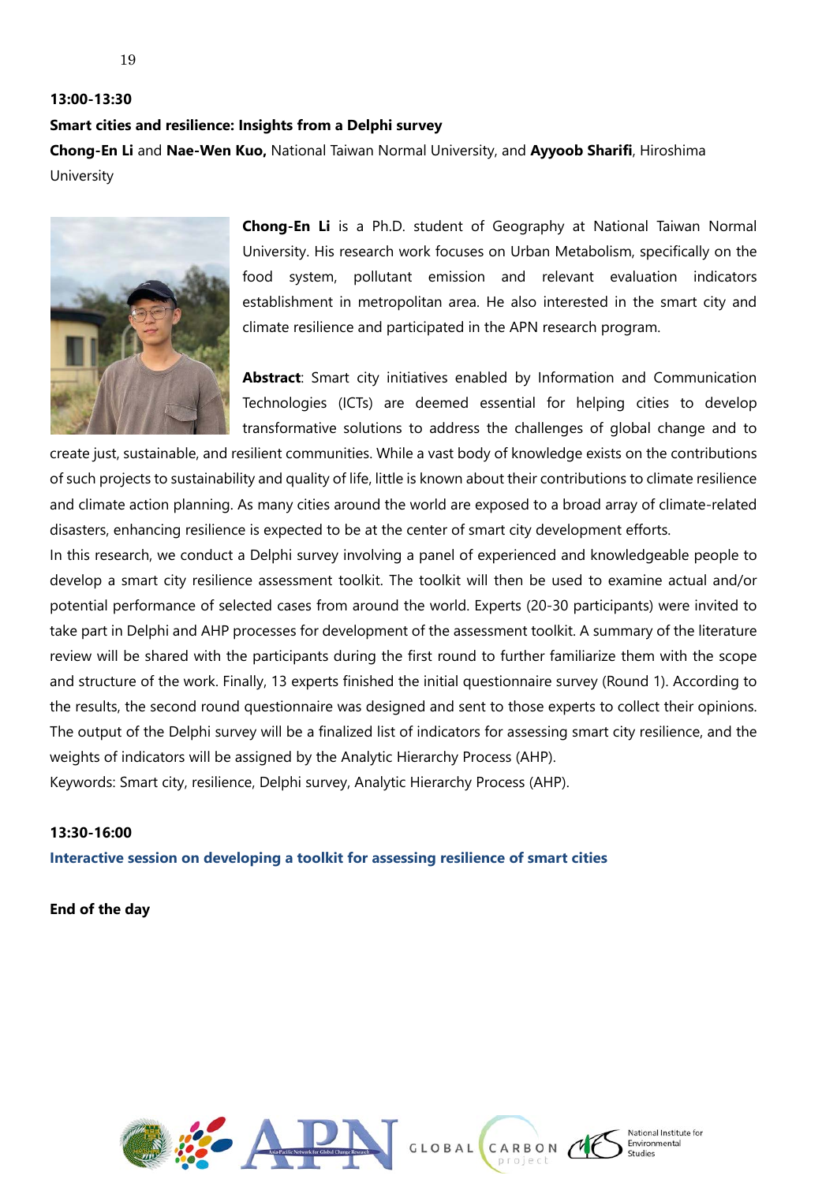**13:00-13:30**

**Smart cities and resilience: Insights from a Delphi survey**

**Chong-En Li** and **Nae-Wen Kuo,** National Taiwan Normal University, and **Ayyoob Sharifi**, Hiroshima University

**Chong-En Li** is a Ph.D. student of Geography at National Taiwan Normal University. His research work focuses on Urban Metabolism, specifically on the food system, pollutant emission and relevant evaluation indicators establishment in metropolitan area. He also interested in the smart city and climate resilience and participated in the APN research program.

**Abstract**: Smart city initiatives enabled by Information and Communication Technologies (ICTs) are deemed essential for helping cities to develop transformative solutions to address the challenges of global change and to create just, sustainable, and resilient communities. While a vast body of knowledge exists on the contributions of such projects to sustainability and quality of life, little is known about their contributions to climate resilience and climate action planning. As many cities around the world are exposed to a broad array of climate-related disasters, enhancing resilience is expected to be at the center of smart city development efforts.

In this research, we conduct a Delphi survey involving a panel of experienced and knowledgeable people to develop a smart city resilience assessment toolkit. The toolkit will then be used to examine actual and/or potential performance of selected cases from around the world. Experts (20-30 participants) were invited to take part in Delphi and AHP processes for development of the assessment toolkit. A summary of the literature review will be shared with the participants during the first round to further familiarize them with the scope and structure of the work. Finally, 13 experts finished the initial questionnaire survey (Round 1). According to the results, the second round questionnaire was designed and sent to those experts to collect their opinions. The output of the Delphi survey will be a finalized list of indicators for assessing smart city resilience, and the weights of indicators will be assigned by the Analytic Hierarchy Process (AHP).

Keywords: Smart city, resilience, Delphi survey, Analytic Hierarchy Process (AHP).

**13:30-16:00**

**Interactive session on developing a toolkit for assessing resilience of smart cities**

**End of the day**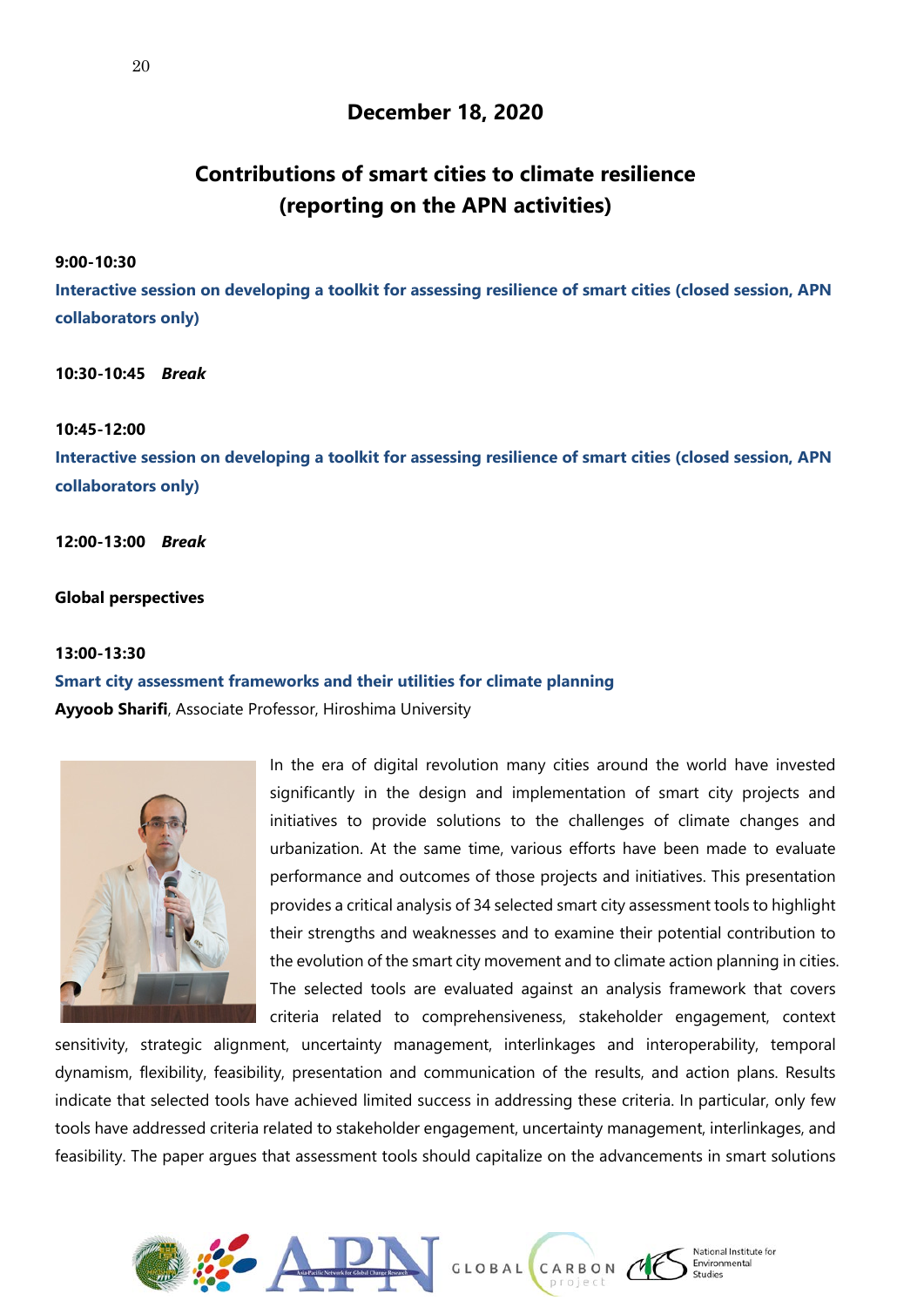## December 18, 2020

## Contributions of smart cities to climate resilience (reporting on the APN activities)

**9:00-10:30**

**Interactive session on developing a toolkit for assessing resilience of smart cities (closed session, APN collaborators only)**

**10:30-10:45** ***Break***

**10:45-12:00**

**Interactive session on developing a toolkit for assessing resilience of smart cities (closed session, APN collaborators only)**

**12:00-13:00** ***Break***

**Global perspectives**

**13:00-13:30**

**Smart city assessment frameworks and their utilities for climate planning**

**Ayyoob Sharifi**, Associate Professor, Hiroshima University

In the era of digital revolution many cities around the world have invested significantly in the design and implementation of smart city projects and initiatives to provide solutions to the challenges of climate changes and urbanization. At the same time, various efforts have been made to evaluate performance and outcomes of those projects and initiatives. This presentation provides a critical analysis of 34 selected smart city assessment tools to highlight their strengths and weaknesses and to examine their potential contribution to the evolution of the smart city movement and to climate action planning in cities. The selected tools are evaluated against an analysis framework that covers criteria related to comprehensiveness, stakeholder engagement, context sensitivity, strategic alignment, uncertainty management, interlinkages and interoperability, temporal dynamism, flexibility, feasibility, presentation and communication of the results, and action plans. Results indicate that selected tools have achieved limited success in addressing these criteria. In particular, only few tools have addressed criteria related to stakeholder engagement, uncertainty management, interlinkages, and feasibility. The paper argues that assessment tools should capitalize on the advancements in smart solutions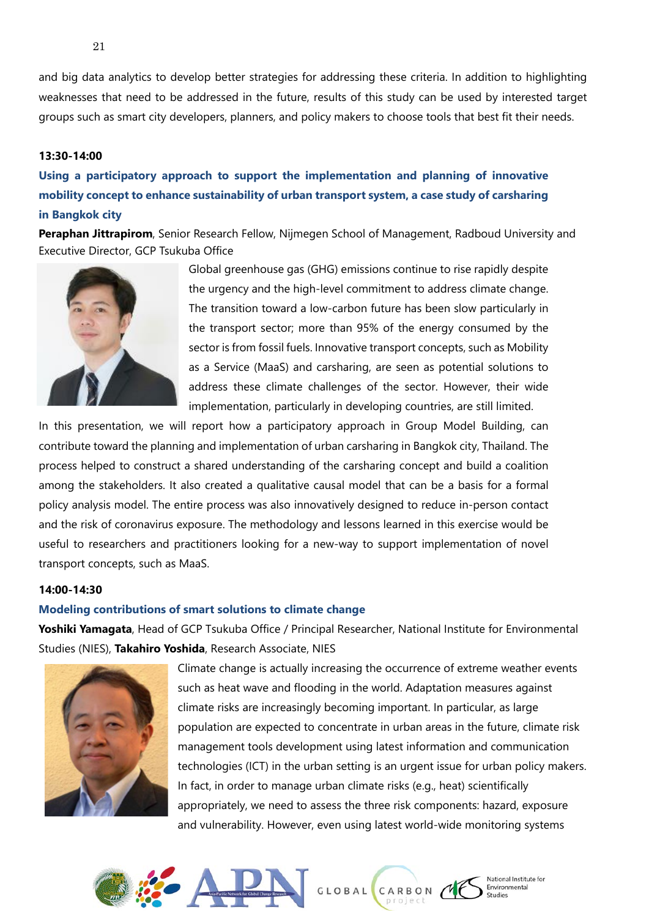and big data analytics to develop better strategies for addressing these criteria. In addition to highlighting weaknesses that need to be addressed in the future, results of this study can be used by interested target groups such as smart city developers, planners, and policy makers to choose tools that best fit their needs.

**13:30-14:00**

### Using a participatory approach to support the implementation and planning of innovative mobility concept to enhance sustainability of urban transport system, a case study of carsharing in Bangkok city

**Peraphan Jittrapirom**, Senior Research Fellow, Nijmegen School of Management, Radboud University and Executive Director, GCP Tsukuba Office

Global greenhouse gas (GHG) emissions continue to rise rapidly despite the urgency and the high-level commitment to address climate change. The transition toward a low-carbon future has been slow particularly in the transport sector; more than 95% of the energy consumed by the sector is from fossil fuels. Innovative transport concepts, such as Mobility as a Service (MaaS) and carsharing, are seen as potential solutions to address these climate challenges of the sector. However, their wide implementation, particularly in developing countries, are still limited.

In this presentation, we will report how a participatory approach in Group Model Building, can contribute toward the planning and implementation of urban carsharing in Bangkok city, Thailand. The process helped to construct a shared understanding of the carsharing concept and build a coalition among the stakeholders. It also created a qualitative causal model that can be a basis for a formal policy analysis model. The entire process was also innovatively designed to reduce in-person contact and the risk of coronavirus exposure. The methodology and lessons learned in this exercise would be useful to researchers and practitioners looking for a new-way to support implementation of novel transport concepts, such as MaaS.

**14:00-14:30**

### Modeling contributions of smart solutions to climate change

**Yoshiki Yamagata**, Head of GCP Tsukuba Office / Principal Researcher, National Institute for Environmental Studies (NIES), **Takahiro Yoshida**, Research Associate, NIES

Climate change is actually increasing the occurrence of extreme weather events such as heat wave and flooding in the world. Adaptation measures against climate risks are increasingly becoming important. In particular, as large population are expected to concentrate in urban areas in the future, climate risk management tools development using latest information and communication technologies (ICT) in the urban setting is an urgent issue for urban policy makers. In fact, in order to manage urban climate risks (e.g., heat) scientifically appropriately, we need to assess the three risk components: hazard, exposure and vulnerability. However, even using latest world-wide monitoring systems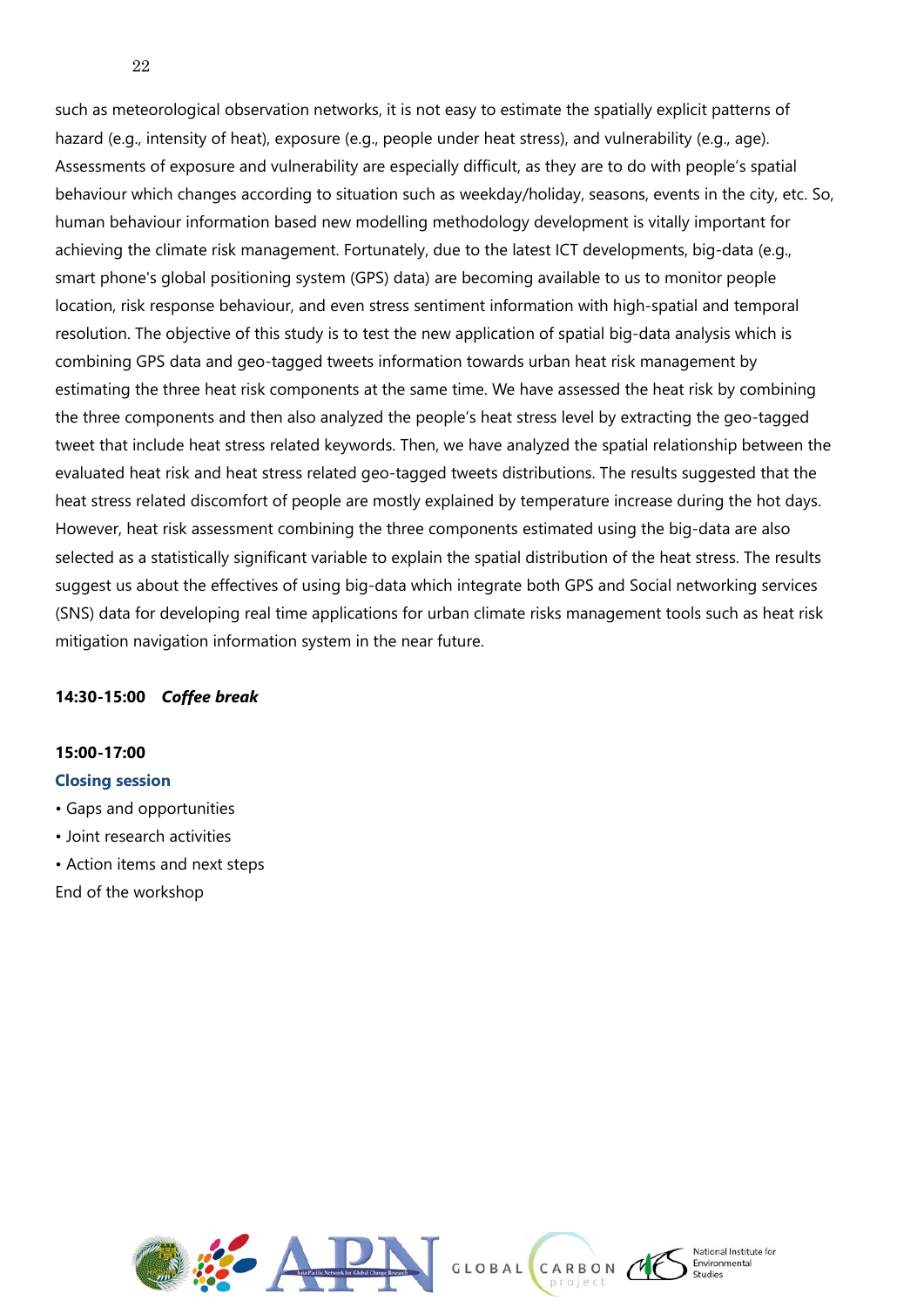such as meteorological observation networks, it is not easy to estimate the spatially explicit patterns of hazard (e.g., intensity of heat), exposure (e.g., people under heat stress), and vulnerability (e.g., age). Assessments of exposure and vulnerability are especially difficult, as they are to do with people's spatial behaviour which changes according to situation such as weekday/holiday, seasons, events in the city, etc. So, human behaviour information based new modelling methodology development is vitally important for achieving the climate risk management. Fortunately, due to the latest ICT developments, big-data (e.g., smart phone's global positioning system (GPS) data) are becoming available to us to monitor people location, risk response behaviour, and even stress sentiment information with high-spatial and temporal resolution. The objective of this study is to test the new application of spatial big-data analysis which is combining GPS data and geo-tagged tweets information towards urban heat risk management by estimating the three heat risk components at the same time. We have assessed the heat risk by combining the three components and then also analyzed the people's heat stress level by extracting the geo-tagged tweet that include heat stress related keywords. Then, we have analyzed the spatial relationship between the evaluated heat risk and heat stress related geo-tagged tweets distributions. The results suggested that the heat stress related discomfort of people are mostly explained by temperature increase during the hot days. However, heat risk assessment combining the three components estimated using the big-data are also selected as a statistically significant variable to explain the spatial distribution of the heat stress. The results suggest us about the effectives of using big-data which integrate both GPS and Social networking services (SNS) data for developing real time applications for urban climate risks management tools such as heat risk mitigation navigation information system in the near future.

**14:30-15:00** ***Coffee break***

**15:00-17:00**

**Closing session**

- Gaps and opportunities
- Joint research activities
- Action items and next steps

End of the workshop